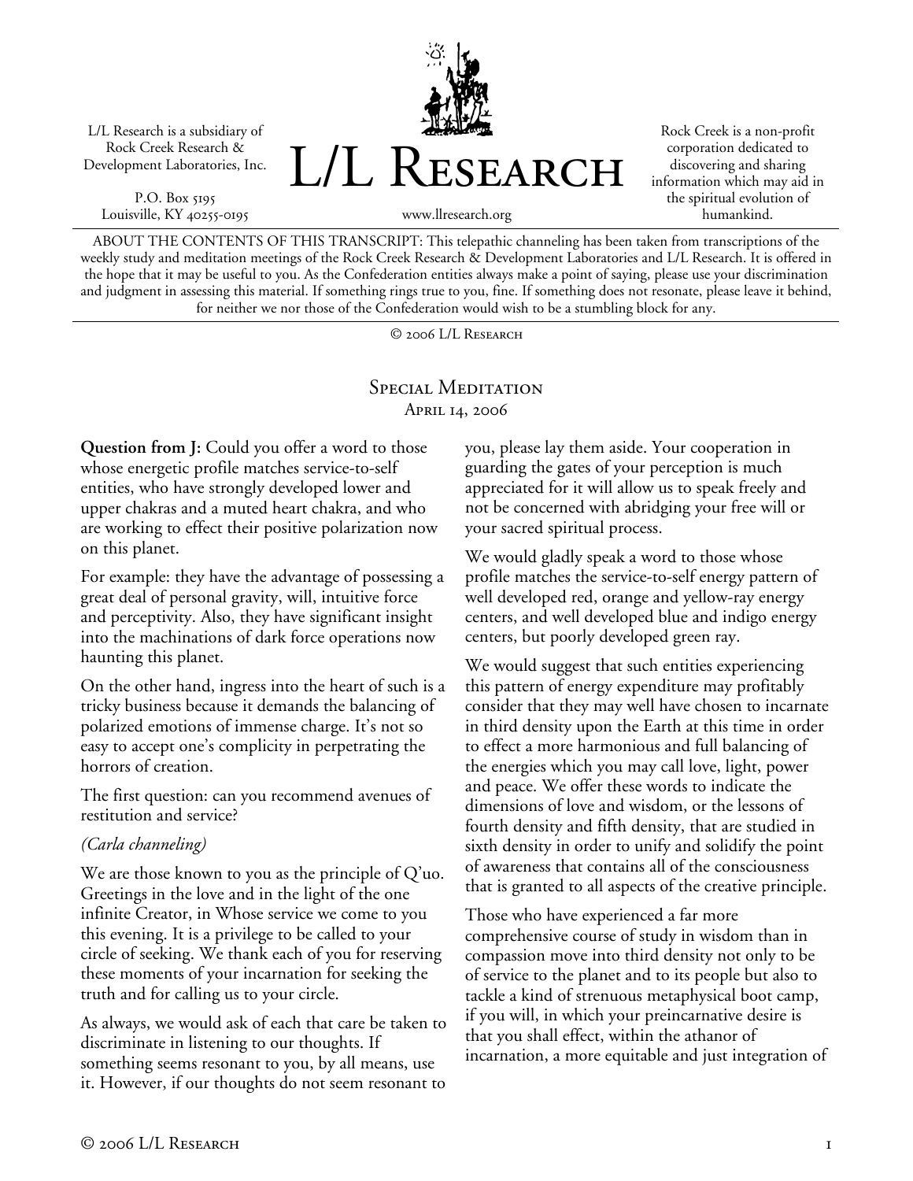L/L Research is a subsidiary of Rock Creek Research & Development Laboratories, Inc.

P.O. Box 5195
Louisville, KY 40255-0195

# L/L Research

www.llresearch.org

Rock Creek is a non-profit corporation dedicated to discovering and sharing information which may aid in the spiritual evolution of humankind.

ABOUT THE CONTENTS OF THIS TRANSCRIPT: This telepathic channeling has been taken from transcriptions of the weekly study and meditation meetings of the Rock Creek Research & Development Laboratories and L/L Research. It is offered in the hope that it may be useful to you. As the Confederation entities always make a point of saying, please use your discrimination and judgment in assessing this material. If something rings true to you, fine. If something does not resonate, please leave it behind, for neither we nor those of the Confederation would wish to be a stumbling block for any.

© 2006 L/L Research

## Special Meditation
### April 14, 2006

**Question from J:** Could you offer a word to those whose energetic profile matches service-to-self entities, who have strongly developed lower and upper chakras and a muted heart chakra, and who are working to effect their positive polarization now on this planet.

For example: they have the advantage of possessing a great deal of personal gravity, will, intuitive force and perceptivity. Also, they have significant insight into the machinations of dark force operations now haunting this planet.

On the other hand, ingress into the heart of such is a tricky business because it demands the balancing of polarized emotions of immense charge. It's not so easy to accept one's complicity in perpetrating the horrors of creation.

The first question: can you recommend avenues of restitution and service?

*(Carla channeling)*

We are those known to you as the principle of Q'uo. Greetings in the love and in the light of the one infinite Creator, in Whose service we come to you this evening. It is a privilege to be called to your circle of seeking. We thank each of you for reserving these moments of your incarnation for seeking the truth and for calling us to your circle.

As always, we would ask of each that care be taken to discriminate in listening to our thoughts. If something seems resonant to you, by all means, use it. However, if our thoughts do not seem resonant to you, please lay them aside. Your cooperation in guarding the gates of your perception is much appreciated for it will allow us to speak freely and not be concerned with abridging your free will or your sacred spiritual process.

We would gladly speak a word to those whose profile matches the service-to-self energy pattern of well developed red, orange and yellow-ray energy centers, and well developed blue and indigo energy centers, but poorly developed green ray.

We would suggest that such entities experiencing this pattern of energy expenditure may profitably consider that they may well have chosen to incarnate in third density upon the Earth at this time in order to effect a more harmonious and full balancing of the energies which you may call love, light, power and peace. We offer these words to indicate the dimensions of love and wisdom, or the lessons of fourth density and fifth density, that are studied in sixth density in order to unify and solidify the point of awareness that contains all of the consciousness that is granted to all aspects of the creative principle.

Those who have experienced a far more comprehensive course of study in wisdom than in compassion move into third density not only to be of service to the planet and to its people but also to tackle a kind of strenuous metaphysical boot camp, if you will, in which your preincarnative desire is that you shall effect, within the athanor of incarnation, a more equitable and just integration of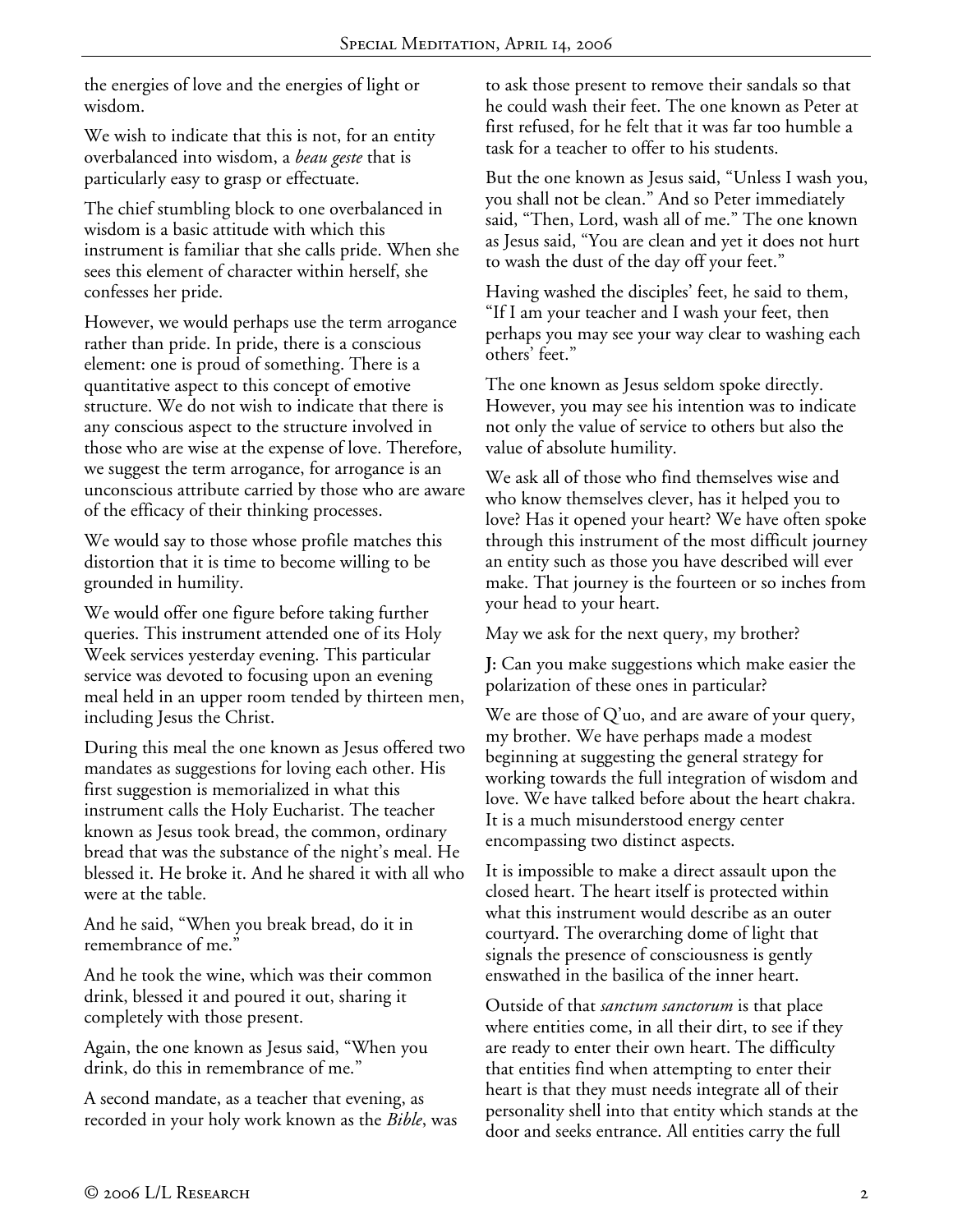the energies of love and the energies of light or wisdom.

We wish to indicate that this is not, for an entity overbalanced into wisdom, a *beau geste* that is particularly easy to grasp or effectuate.

The chief stumbling block to one overbalanced in wisdom is a basic attitude with which this instrument is familiar that she calls pride. When she sees this element of character within herself, she confesses her pride.

However, we would perhaps use the term arrogance rather than pride. In pride, there is a conscious element: one is proud of something. There is a quantitative aspect to this concept of emotive structure. We do not wish to indicate that there is any conscious aspect to the structure involved in those who are wise at the expense of love. Therefore, we suggest the term arrogance, for arrogance is an unconscious attribute carried by those who are aware of the efficacy of their thinking processes.

We would say to those whose profile matches this distortion that it is time to become willing to be grounded in humility.

We would offer one figure before taking further queries. This instrument attended one of its Holy Week services yesterday evening. This particular service was devoted to focusing upon an evening meal held in an upper room tended by thirteen men, including Jesus the Christ.

During this meal the one known as Jesus offered two mandates as suggestions for loving each other. His first suggestion is memorialized in what this instrument calls the Holy Eucharist. The teacher known as Jesus took bread, the common, ordinary bread that was the substance of the night's meal. He blessed it. He broke it. And he shared it with all who were at the table.

And he said, "When you break bread, do it in remembrance of me."

And he took the wine, which was their common drink, blessed it and poured it out, sharing it completely with those present.

Again, the one known as Jesus said, "When you drink, do this in remembrance of me."

A second mandate, as a teacher that evening, as recorded in your holy work known as the *Bible*, was to ask those present to remove their sandals so that he could wash their feet. The one known as Peter at first refused, for he felt that it was far too humble a task for a teacher to offer to his students.

But the one known as Jesus said, "Unless I wash you, you shall not be clean." And so Peter immediately said, "Then, Lord, wash all of me." The one known as Jesus said, "You are clean and yet it does not hurt to wash the dust of the day off your feet."

Having washed the disciples' feet, he said to them, "If I am your teacher and I wash your feet, then perhaps you may see your way clear to washing each others' feet."

The one known as Jesus seldom spoke directly. However, you may see his intention was to indicate not only the value of service to others but also the value of absolute humility.

We ask all of those who find themselves wise and who know themselves clever, has it helped you to love? Has it opened your heart? We have often spoke through this instrument of the most difficult journey an entity such as those you have described will ever make. That journey is the fourteen or so inches from your head to your heart.

May we ask for the next query, my brother?

**J:** Can you make suggestions which make easier the polarization of these ones in particular?

We are those of Q'uo, and are aware of your query, my brother. We have perhaps made a modest beginning at suggesting the general strategy for working towards the full integration of wisdom and love. We have talked before about the heart chakra. It is a much misunderstood energy center encompassing two distinct aspects.

It is impossible to make a direct assault upon the closed heart. The heart itself is protected within what this instrument would describe as an outer courtyard. The overarching dome of light that signals the presence of consciousness is gently enswathed in the basilica of the inner heart.

Outside of that *sanctum sanctorum* is that place where entities come, in all their dirt, to see if they are ready to enter their own heart. The difficulty that entities find when attempting to enter their heart is that they must needs integrate all of their personality shell into that entity which stands at the door and seeks entrance. All entities carry the full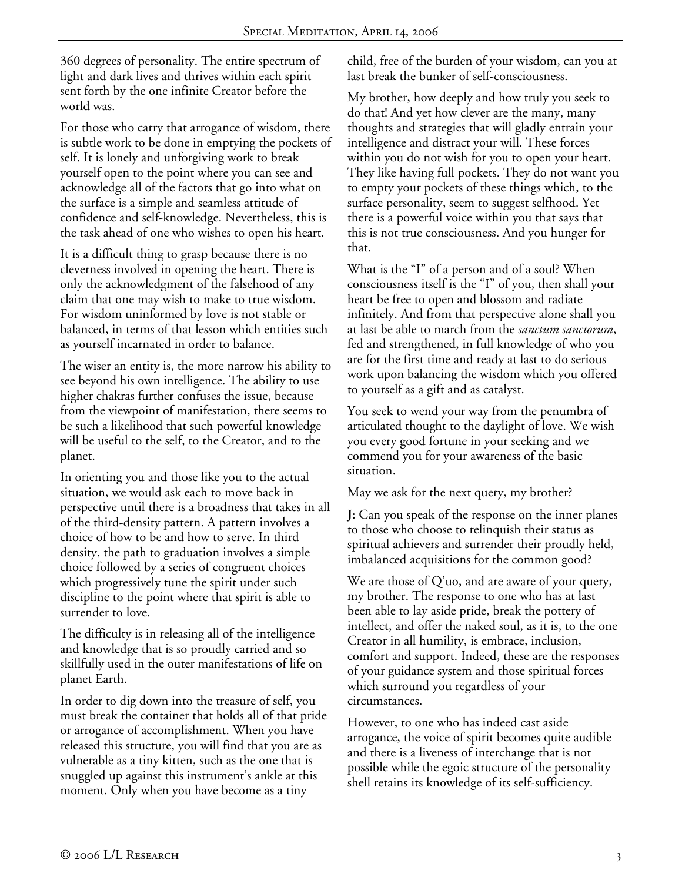360 degrees of personality. The entire spectrum of light and dark lives and thrives within each spirit sent forth by the one infinite Creator before the world was.

For those who carry that arrogance of wisdom, there is subtle work to be done in emptying the pockets of self. It is lonely and unforgiving work to break yourself open to the point where you can see and acknowledge all of the factors that go into what on the surface is a simple and seamless attitude of confidence and self-knowledge. Nevertheless, this is the task ahead of one who wishes to open his heart.

It is a difficult thing to grasp because there is no cleverness involved in opening the heart. There is only the acknowledgment of the falsehood of any claim that one may wish to make to true wisdom. For wisdom uninformed by love is not stable or balanced, in terms of that lesson which entities such as yourself incarnated in order to balance.

The wiser an entity is, the more narrow his ability to see beyond his own intelligence. The ability to use higher chakras further confuses the issue, because from the viewpoint of manifestation, there seems to be such a likelihood that such powerful knowledge will be useful to the self, to the Creator, and to the planet.

In orienting you and those like you to the actual situation, we would ask each to move back in perspective until there is a broadness that takes in all of the third-density pattern. A pattern involves a choice of how to be and how to serve. In third density, the path to graduation involves a simple choice followed by a series of congruent choices which progressively tune the spirit under such discipline to the point where that spirit is able to surrender to love.

The difficulty is in releasing all of the intelligence and knowledge that is so proudly carried and so skillfully used in the outer manifestations of life on planet Earth.

In order to dig down into the treasure of self, you must break the container that holds all of that pride or arrogance of accomplishment. When you have released this structure, you will find that you are as vulnerable as a tiny kitten, such as the one that is snuggled up against this instrument's ankle at this moment. Only when you have become as a tiny child, free of the burden of your wisdom, can you at last break the bunker of self-consciousness.

My brother, how deeply and how truly you seek to do that! And yet how clever are the many, many thoughts and strategies that will gladly entrain your intelligence and distract your will. These forces within you do not wish for you to open your heart. They like having full pockets. They do not want you to empty your pockets of these things which, to the surface personality, seem to suggest selfhood. Yet there is a powerful voice within you that says that this is not true consciousness. And you hunger for that.

What is the "I" of a person and of a soul? When consciousness itself is the "I" of you, then shall your heart be free to open and blossom and radiate infinitely. And from that perspective alone shall you at last be able to march from the *sanctum sanctorum*, fed and strengthened, in full knowledge of who you are for the first time and ready at last to do serious work upon balancing the wisdom which you offered to yourself as a gift and as catalyst.

You seek to wend your way from the penumbra of articulated thought to the daylight of love. We wish you every good fortune in your seeking and we commend you for your awareness of the basic situation.

May we ask for the next query, my brother?

**J:** Can you speak of the response on the inner planes to those who choose to relinquish their status as spiritual achievers and surrender their proudly held, imbalanced acquisitions for the common good?

We are those of Q'uo, and are aware of your query, my brother. The response to one who has at last been able to lay aside pride, break the pottery of intellect, and offer the naked soul, as it is, to the one Creator in all humility, is embrace, inclusion, comfort and support. Indeed, these are the responses of your guidance system and those spiritual forces which surround you regardless of your circumstances.

However, to one who has indeed cast aside arrogance, the voice of spirit becomes quite audible and there is a liveness of interchange that is not possible while the egoic structure of the personality shell retains its knowledge of its self-sufficiency.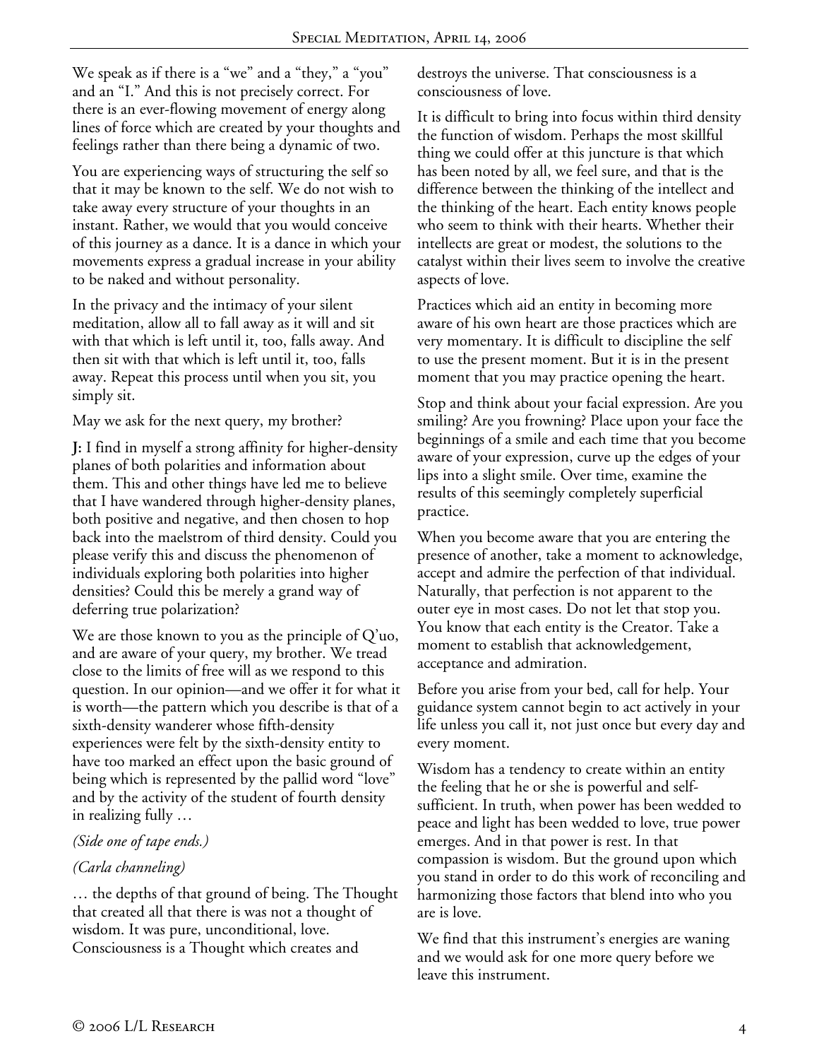We speak as if there is a "we" and a "they," a "you" and an "I." And this is not precisely correct. For there is an ever-flowing movement of energy along lines of force which are created by your thoughts and feelings rather than there being a dynamic of two.

You are experiencing ways of structuring the self so that it may be known to the self. We do not wish to take away every structure of your thoughts in an instant. Rather, we would that you would conceive of this journey as a dance. It is a dance in which your movements express a gradual increase in your ability to be naked and without personality.

In the privacy and the intimacy of your silent meditation, allow all to fall away as it will and sit with that which is left until it, too, falls away. And then sit with that which is left until it, too, falls away. Repeat this process until when you sit, you simply sit.

May we ask for the next query, my brother?

**J:** I find in myself a strong affinity for higher-density planes of both polarities and information about them. This and other things have led me to believe that I have wandered through higher-density planes, both positive and negative, and then chosen to hop back into the maelstrom of third density. Could you please verify this and discuss the phenomenon of individuals exploring both polarities into higher densities? Could this be merely a grand way of deferring true polarization?

We are those known to you as the principle of Q'uo, and are aware of your query, my brother. We tread close to the limits of free will as we respond to this question. In our opinion—and we offer it for what it is worth—the pattern which you describe is that of a sixth-density wanderer whose fifth-density experiences were felt by the sixth-density entity to have too marked an effect upon the basic ground of being which is represented by the pallid word "love" and by the activity of the student of fourth density in realizing fully …

*(Side one of tape ends.)*

*(Carla channeling)*

… the depths of that ground of being. The Thought that created all that there is was not a thought of wisdom. It was pure, unconditional, love. Consciousness is a Thought which creates and destroys the universe. That consciousness is a consciousness of love.

It is difficult to bring into focus within third density the function of wisdom. Perhaps the most skillful thing we could offer at this juncture is that which has been noted by all, we feel sure, and that is the difference between the thinking of the intellect and the thinking of the heart. Each entity knows people who seem to think with their hearts. Whether their intellects are great or modest, the solutions to the catalyst within their lives seem to involve the creative aspects of love.

Practices which aid an entity in becoming more aware of his own heart are those practices which are very momentary. It is difficult to discipline the self to use the present moment. But it is in the present moment that you may practice opening the heart.

Stop and think about your facial expression. Are you smiling? Are you frowning? Place upon your face the beginnings of a smile and each time that you become aware of your expression, curve up the edges of your lips into a slight smile. Over time, examine the results of this seemingly completely superficial practice.

When you become aware that you are entering the presence of another, take a moment to acknowledge, accept and admire the perfection of that individual. Naturally, that perfection is not apparent to the outer eye in most cases. Do not let that stop you. You know that each entity is the Creator. Take a moment to establish that acknowledgement, acceptance and admiration.

Before you arise from your bed, call for help. Your guidance system cannot begin to act actively in your life unless you call it, not just once but every day and every moment.

Wisdom has a tendency to create within an entity the feeling that he or she is powerful and self-sufficient. In truth, when power has been wedded to peace and light has been wedded to love, true power emerges. And in that power is rest. In that compassion is wisdom. But the ground upon which you stand in order to do this work of reconciling and harmonizing those factors that blend into who you are is love.

We find that this instrument's energies are waning and we would ask for one more query before we leave this instrument.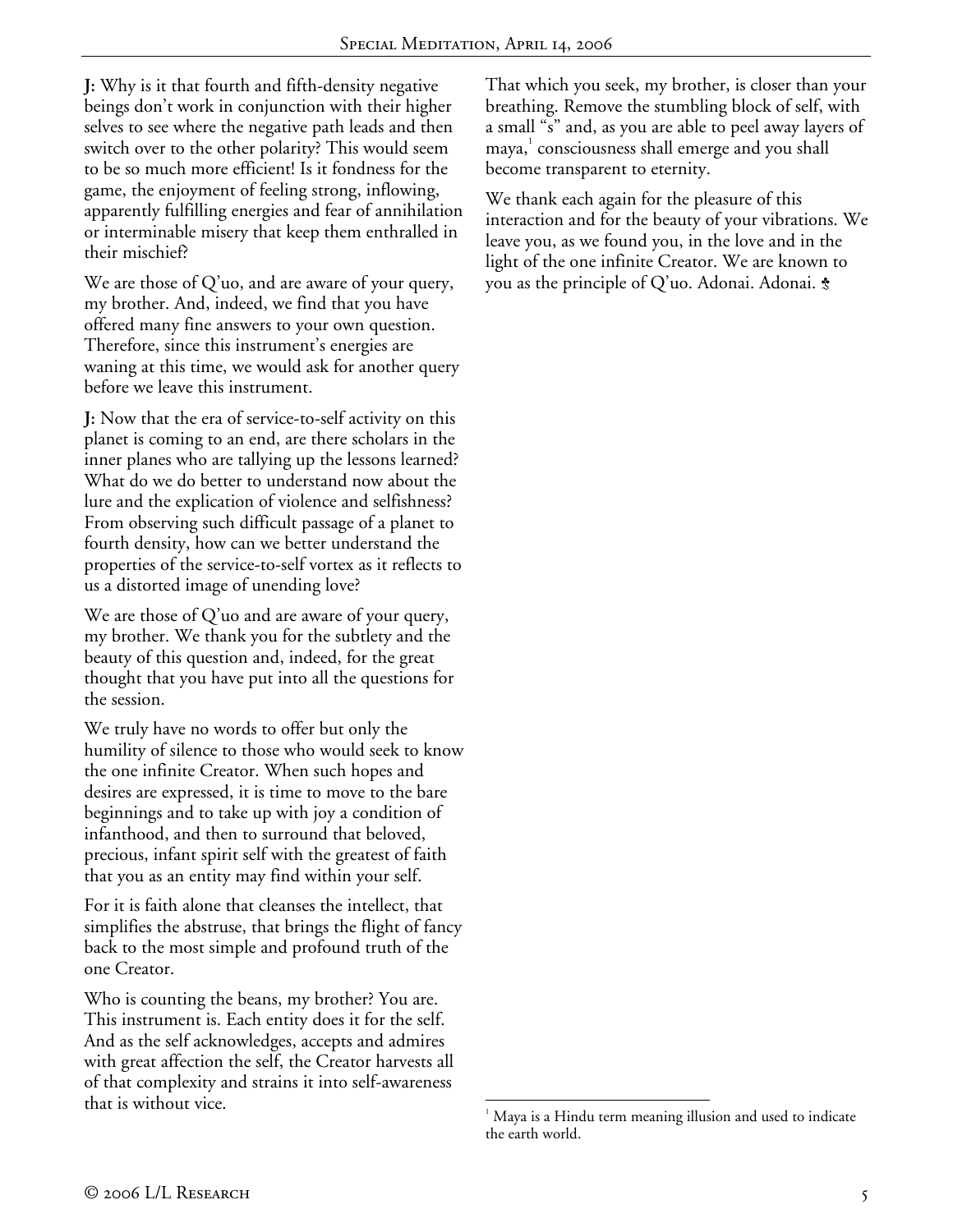**J:** Why is it that fourth and fifth-density negative beings don't work in conjunction with their higher selves to see where the negative path leads and then switch over to the other polarity? This would seem to be so much more efficient! Is it fondness for the game, the enjoyment of feeling strong, inflowing, apparently fulfilling energies and fear of annihilation or interminable misery that keep them enthralled in their mischief?

We are those of Q'uo, and are aware of your query, my brother. And, indeed, we find that you have offered many fine answers to your own question. Therefore, since this instrument's energies are waning at this time, we would ask for another query before we leave this instrument.

**J:** Now that the era of service-to-self activity on this planet is coming to an end, are there scholars in the inner planes who are tallying up the lessons learned? What do we do better to understand now about the lure and the explication of violence and selfishness? From observing such difficult passage of a planet to fourth density, how can we better understand the properties of the service-to-self vortex as it reflects to us a distorted image of unending love?

We are those of Q'uo and are aware of your query, my brother. We thank you for the subtlety and the beauty of this question and, indeed, for the great thought that you have put into all the questions for the session.

We truly have no words to offer but only the humility of silence to those who would seek to know the one infinite Creator. When such hopes and desires are expressed, it is time to move to the bare beginnings and to take up with joy a condition of infanthood, and then to surround that beloved, precious, infant spirit self with the greatest of faith that you as an entity may find within your self.

For it is faith alone that cleanses the intellect, that simplifies the abstruse, that brings the flight of fancy back to the most simple and profound truth of the one Creator.

Who is counting the beans, my brother? You are. This instrument is. Each entity does it for the self. And as the self acknowledges, accepts and admires with great affection the self, the Creator harvests all of that complexity and strains it into self-awareness that is without vice.

That which you seek, my brother, is closer than your breathing. Remove the stumbling block of self, with a small "s" and, as you are able to peel away layers of maya,[1] consciousness shall emerge and you shall become transparent to eternity.

We thank each again for the pleasure of this interaction and for the beauty of your vibrations. We leave you, as we found you, in the love and in the light of the one infinite Creator. We are known to you as the principle of Q'uo. Adonai. Adonai.

---

[1] Maya is a Hindu term meaning illusion and used to indicate the earth world.